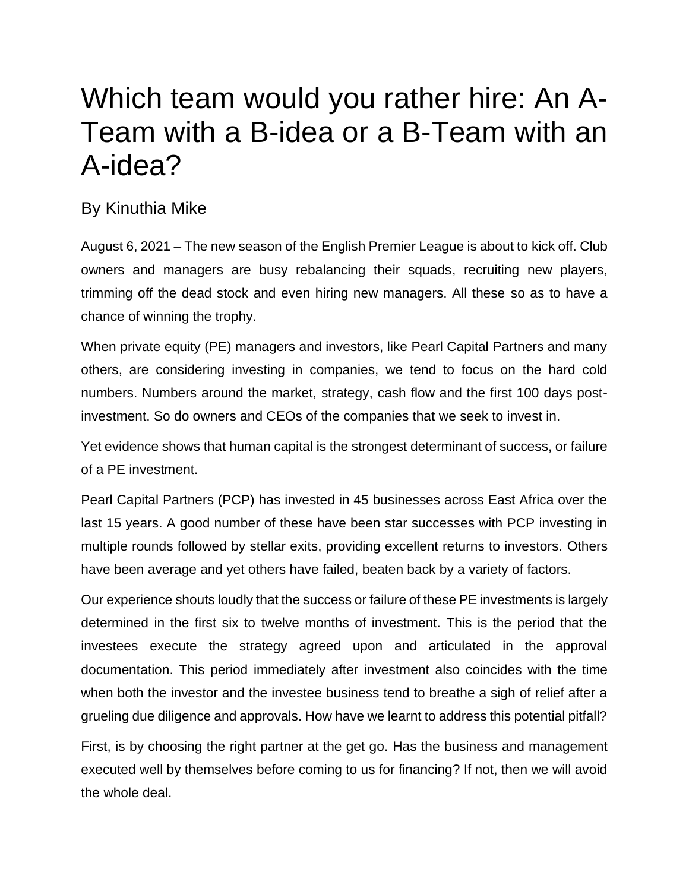# Which team would you rather hire: An A-Team with a B-idea or a B-Team with an A-idea?

## By Kinuthia Mike

August 6, 2021 – The new season of the English Premier League is about to kick off. Club owners and managers are busy rebalancing their squads, recruiting new players, trimming off the dead stock and even hiring new managers. All these so as to have a chance of winning the trophy.

When private equity (PE) managers and investors, like Pearl Capital Partners and many others, are considering investing in companies, we tend to focus on the hard cold numbers. Numbers around the market, strategy, cash flow and the first 100 days post-investment. So do owners and CEOs of the companies that we seek to invest in.

Yet evidence shows that human capital is the strongest determinant of success, or failure of a PE investment.

Pearl Capital Partners (PCP) has invested in 45 businesses across East Africa over the last 15 years. A good number of these have been star successes with PCP investing in multiple rounds followed by stellar exits, providing excellent returns to investors. Others have been average and yet others have failed, beaten back by a variety of factors.

Our experience shouts loudly that the success or failure of these PE investments is largely determined in the first six to twelve months of investment. This is the period that the investees execute the strategy agreed upon and articulated in the approval documentation. This period immediately after investment also coincides with the time when both the investor and the investee business tend to breathe a sigh of relief after a grueling due diligence and approvals. How have we learnt to address this potential pitfall?

First, is by choosing the right partner at the get go. Has the business and management executed well by themselves before coming to us for financing? If not, then we will avoid the whole deal.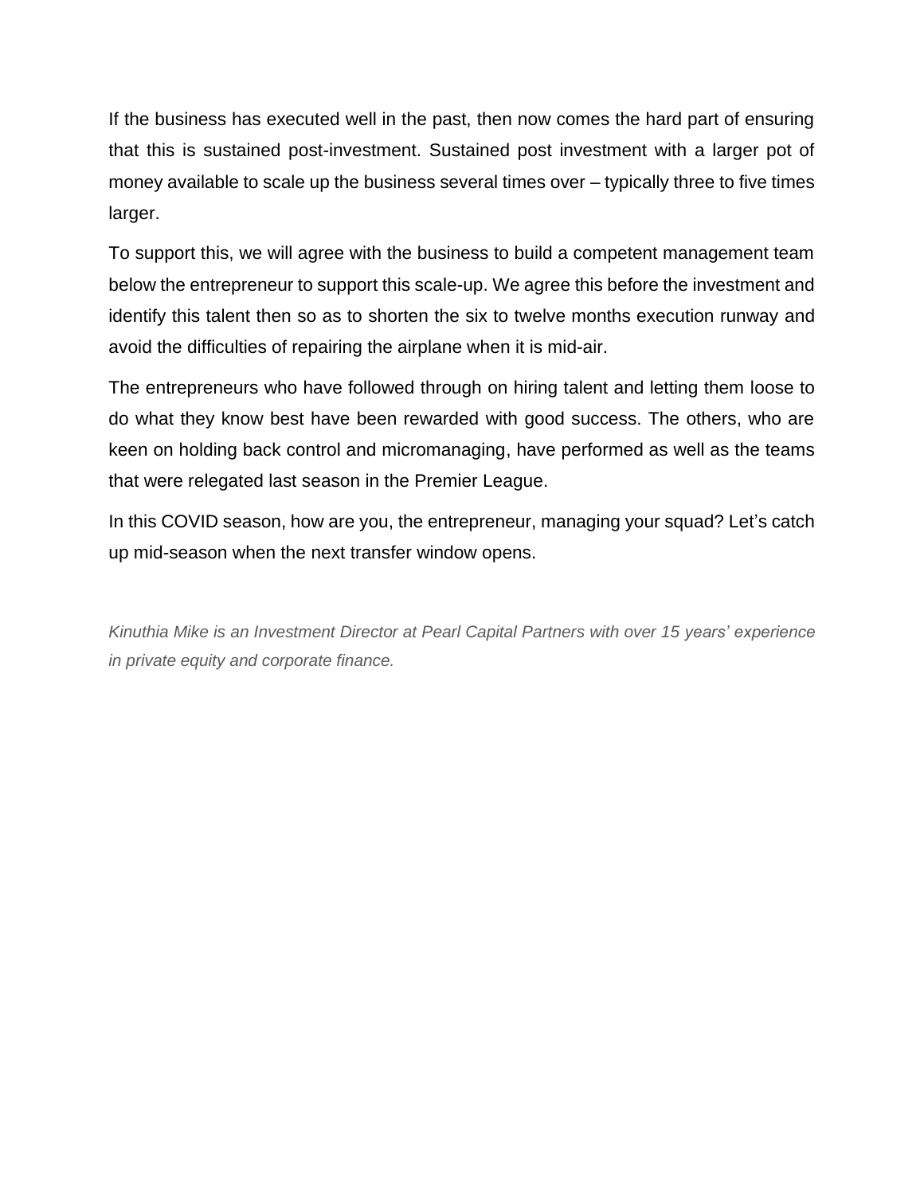If the business has executed well in the past, then now comes the hard part of ensuring that this is sustained post-investment. Sustained post investment with a larger pot of money available to scale up the business several times over – typically three to five times larger.

To support this, we will agree with the business to build a competent management team below the entrepreneur to support this scale-up. We agree this before the investment and identify this talent then so as to shorten the six to twelve months execution runway and avoid the difficulties of repairing the airplane when it is mid-air.

The entrepreneurs who have followed through on hiring talent and letting them loose to do what they know best have been rewarded with good success. The others, who are keen on holding back control and micromanaging, have performed as well as the teams that were relegated last season in the Premier League.

In this COVID season, how are you, the entrepreneur, managing your squad? Let's catch up mid-season when the next transfer window opens.

*Kinuthia Mike is an Investment Director at Pearl Capital Partners with over 15 years' experience in private equity and corporate finance.*